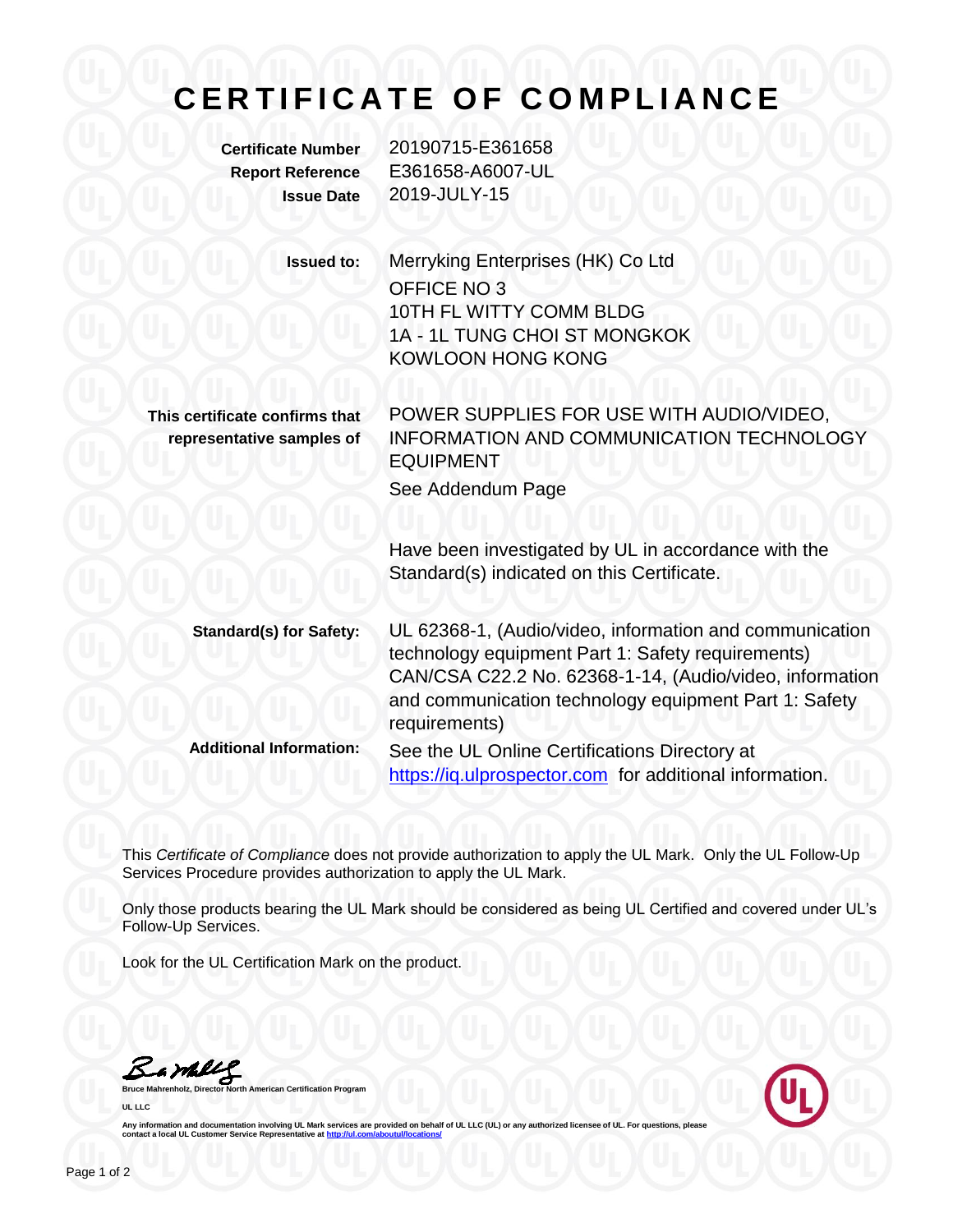# CERTIFICATE OF COMPLIANCE

**Certificate Number** 20190715-E361658
**Report Reference** E361658-A6007-UL
**Issue Date** 2019-JULY-15

**Issued to:** Merryking Enterprises (HK) Co Ltd
OFFICE NO 3
10TH FL WITTY COMM BLDG
1A - 1L TUNG CHOI ST MONGKOK
KOWLOON HONG KONG

**This certificate confirms that representative samples of** POWER SUPPLIES FOR USE WITH AUDIO/VIDEO, INFORMATION AND COMMUNICATION TECHNOLOGY EQUIPMENT

See Addendum Page

Have been investigated by UL in accordance with the Standard(s) indicated on this Certificate.

**Standard(s) for Safety:** UL 62368-1, (Audio/video, information and communication technology equipment Part 1: Safety requirements)
CAN/CSA C22.2 No. 62368-1-14, (Audio/video, information and communication technology equipment Part 1: Safety requirements)

**Additional Information:** See the UL Online Certifications Directory at https://iq.ulprospector.com for additional information.

This *Certificate of Compliance* does not provide authorization to apply the UL Mark. Only the UL Follow-Up Services Procedure provides authorization to apply the UL Mark.

Only those products bearing the UL Mark should be considered as being UL Certified and covered under UL's Follow-Up Services.

Look for the UL Certification Mark on the product.

**Bruce Mahrenholz, Director North American Certification Program**

**UL LLC**

Any information and documentation involving UL Mark services are provided on behalf of UL LLC (UL) or any authorized licensee of UL. For questions, please contact a local UL Customer Service Representative at http://ul.com/aboutul/locations/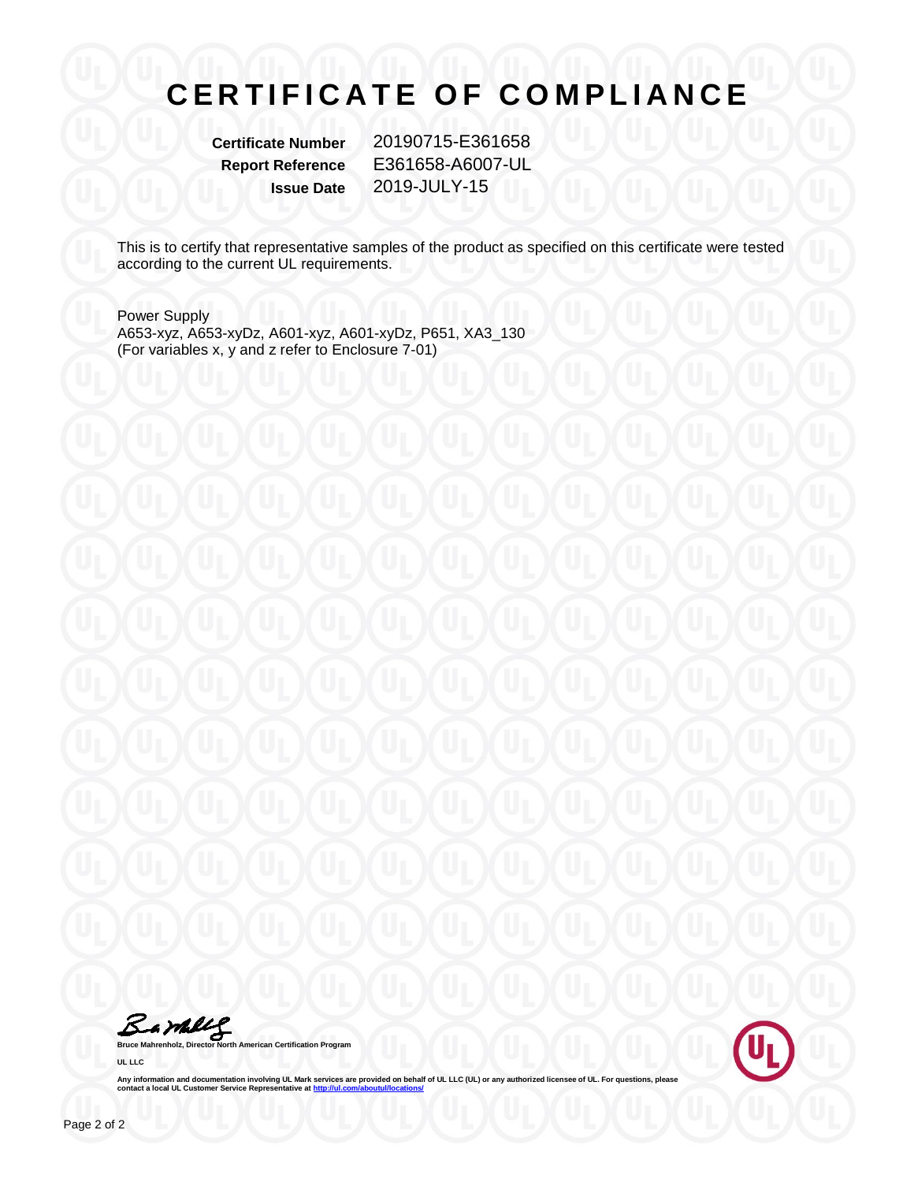# CERTIFICATE OF COMPLIANCE

**Certificate Number** 20190715-E361658
**Report Reference** E361658-A6007-UL
**Issue Date** 2019-JULY-15

This is to certify that representative samples of the product as specified on this certificate were tested according to the current UL requirements.

Power Supply
A653-xyz, A653-xyDz, A601-xyz, A601-xyDz, P651, XA3_130
(For variables x, y and z refer to Enclosure 7-01)

**Bruce Mahrenholz, Director North American Certification Program**

**UL LLC**

**Any information and documentation involving UL Mark services are provided on behalf of UL LLC (UL) or any authorized licensee of UL. For questions, please contact a local UL Customer Service Representative at http://ul.com/aboutul/locations/**